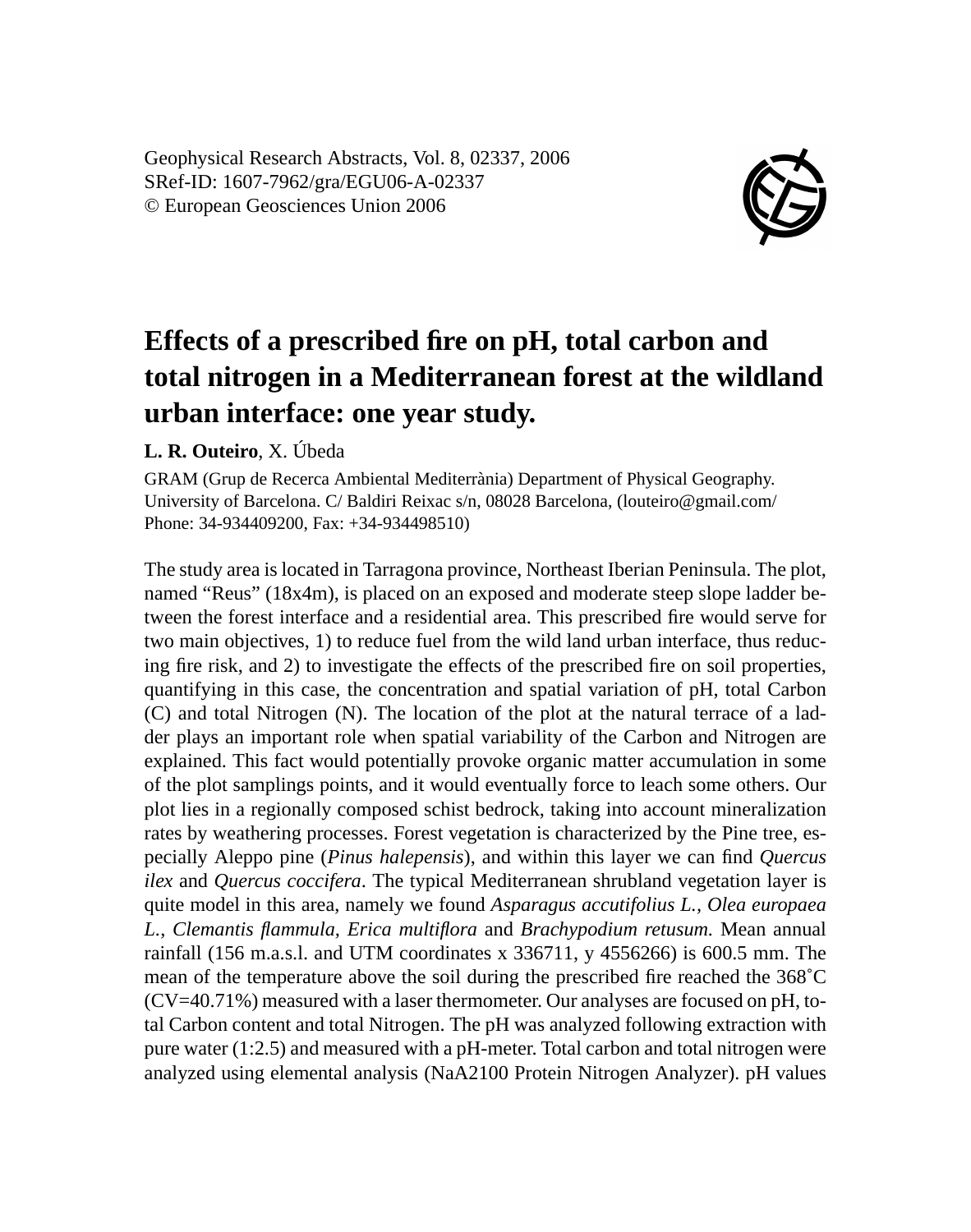Geophysical Research Abstracts, Vol. 8, 02337, 2006
SRef-ID: 1607-7962/gra/EGU06-A-02337
© European Geosciences Union 2006

# Effects of a prescribed fire on pH, total carbon and total nitrogen in a Mediterranean forest at the wildland urban interface: one year study.

**L. R. Outeiro**, X. Úbeda

GRAM (Grup de Recerca Ambiental Mediterrània) Department of Physical Geography. University of Barcelona. C/ Baldiri Reixac s/n, 08028 Barcelona, (louteiro@gmail.com/ Phone: 34-934409200, Fax: +34-934498510)

The study area is located in Tarragona province, Northeast Iberian Peninsula. The plot, named "Reus" (18x4m), is placed on an exposed and moderate steep slope ladder between the forest interface and a residential area. This prescribed fire would serve for two main objectives, 1) to reduce fuel from the wild land urban interface, thus reducing fire risk, and 2) to investigate the effects of the prescribed fire on soil properties, quantifying in this case, the concentration and spatial variation of pH, total Carbon (C) and total Nitrogen (N). The location of the plot at the natural terrace of a ladder plays an important role when spatial variability of the Carbon and Nitrogen are explained. This fact would potentially provoke organic matter accumulation in some of the plot samplings points, and it would eventually force to leach some others. Our plot lies in a regionally composed schist bedrock, taking into account mineralization rates by weathering processes. Forest vegetation is characterized by the Pine tree, especially Aleppo pine (*Pinus halepensis*), and within this layer we can find *Quercus ilex* and *Quercus coccifera*. The typical Mediterranean shrubland vegetation layer is quite model in this area, namely we found *Asparagus accutifolius L.*, *Olea europaea L.*, *Clemantis flammula*, *Erica multiflora* and *Brachypodium retusum.* Mean annual rainfall (156 m.a.s.l. and UTM coordinates x 336711, y 4556266) is 600.5 mm. The mean of the temperature above the soil during the prescribed fire reached the 368˚C (CV=40.71%) measured with a laser thermometer. Our analyses are focused on pH, total Carbon content and total Nitrogen. The pH was analyzed following extraction with pure water (1:2.5) and measured with a pH-meter. Total carbon and total nitrogen were analyzed using elemental analysis (NaA2100 Protein Nitrogen Analyzer). pH values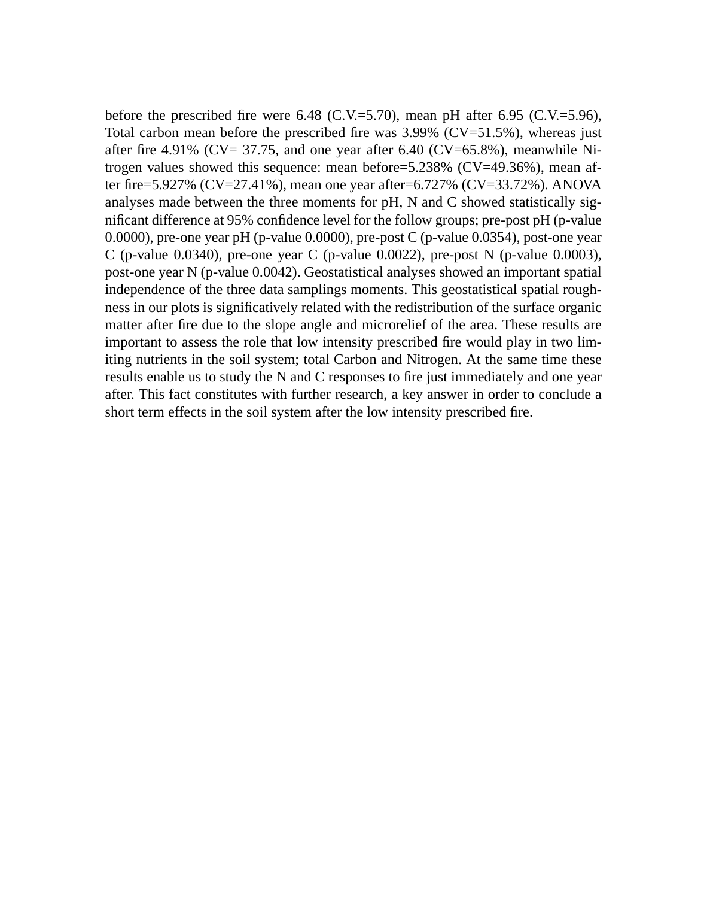before the prescribed fire were 6.48 (C.V.=5.70), mean pH after 6.95 (C.V.=5.96), Total carbon mean before the prescribed fire was 3.99% (CV=51.5%), whereas just after fire 4.91% (CV= 37.75, and one year after 6.40 (CV=65.8%), meanwhile Nitrogen values showed this sequence: mean before=5.238% (CV=49.36%), mean after fire=5.927% (CV=27.41%), mean one year after=6.727% (CV=33.72%). ANOVA analyses made between the three moments for pH, N and C showed statistically significant difference at 95% confidence level for the follow groups; pre-post pH (p-value 0.0000), pre-one year pH (p-value 0.0000), pre-post C (p-value 0.0354), post-one year C (p-value 0.0340), pre-one year C (p-value 0.0022), pre-post N (p-value 0.0003), post-one year N (p-value 0.0042). Geostatistical analyses showed an important spatial independence of the three data samplings moments. This geostatistical spatial roughness in our plots is significatively related with the redistribution of the surface organic matter after fire due to the slope angle and microrelief of the area. These results are important to assess the role that low intensity prescribed fire would play in two limiting nutrients in the soil system; total Carbon and Nitrogen. At the same time these results enable us to study the N and C responses to fire just immediately and one year after. This fact constitutes with further research, a key answer in order to conclude a short term effects in the soil system after the low intensity prescribed fire.